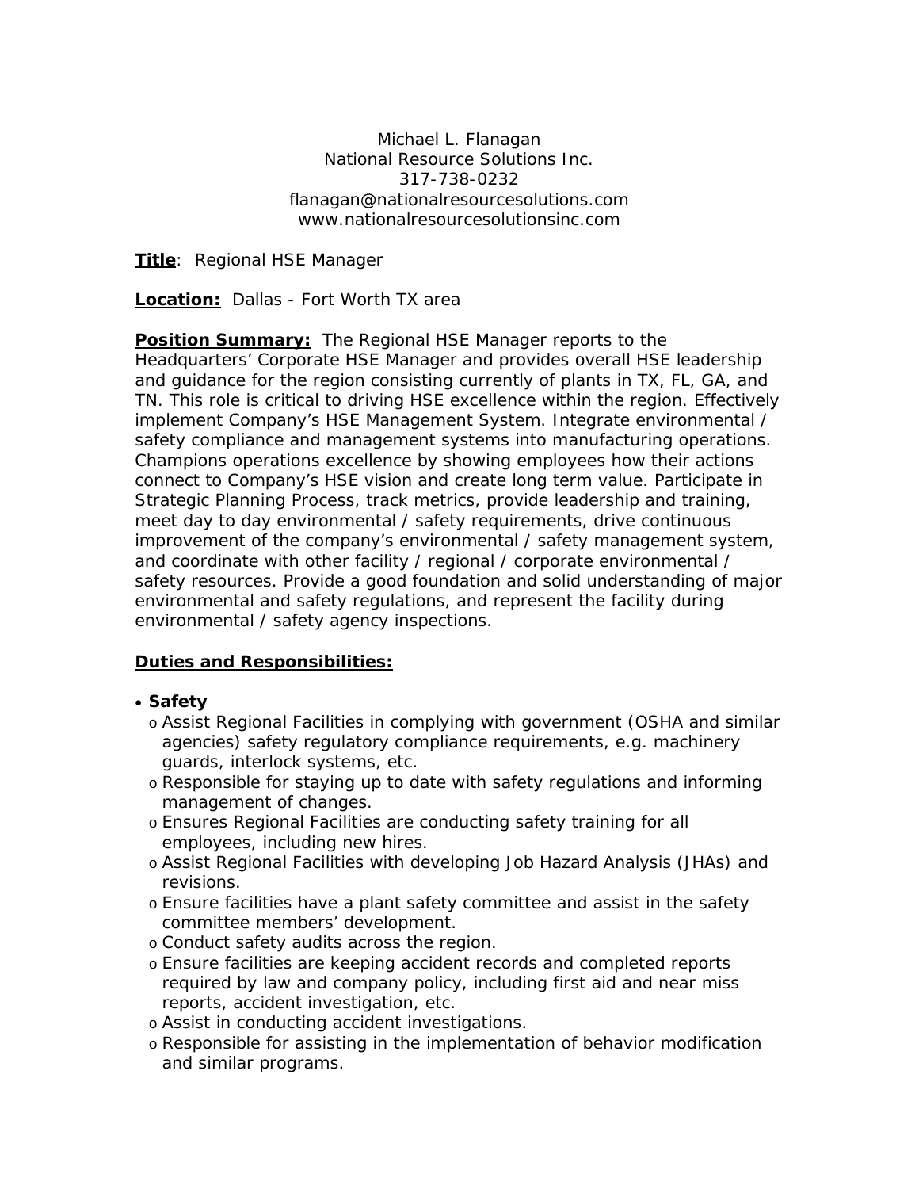Michael L. Flanagan
National Resource Solutions Inc.
317-738-0232
flanagan@nationalresourcesolutions.com
www.nationalresourcesolutionsinc.com

**Title**: Regional HSE Manager

**Location:** Dallas - Fort Worth TX area

**Position Summary:** The Regional HSE Manager reports to the Headquarters' Corporate HSE Manager and provides overall HSE leadership and guidance for the region consisting currently of plants in TX, FL, GA, and TN. This role is critical to driving HSE excellence within the region. Effectively implement Company's HSE Management System. Integrate environmental / safety compliance and management systems into manufacturing operations. Champions operations excellence by showing employees how their actions connect to Company's HSE vision and create long term value. Participate in Strategic Planning Process, track metrics, provide leadership and training, meet day to day environmental / safety requirements, drive continuous improvement of the company's environmental / safety management system, and coordinate with other facility / regional / corporate environmental / safety resources. Provide a good foundation and solid understanding of major environmental and safety regulations, and represent the facility during environmental / safety agency inspections.

**Duties and Responsibilities:**

- **Safety**
  - Assist Regional Facilities in complying with government (OSHA and similar agencies) safety regulatory compliance requirements, e.g. machinery guards, interlock systems, etc.
  - Responsible for staying up to date with safety regulations and informing management of changes.
  - Ensures Regional Facilities are conducting safety training for all employees, including new hires.
  - Assist Regional Facilities with developing Job Hazard Analysis (JHAs) and revisions.
  - Ensure facilities have a plant safety committee and assist in the safety committee members' development.
  - Conduct safety audits across the region.
  - Ensure facilities are keeping accident records and completed reports required by law and company policy, including first aid and near miss reports, accident investigation, etc.
  - Assist in conducting accident investigations.
  - Responsible for assisting in the implementation of behavior modification and similar programs.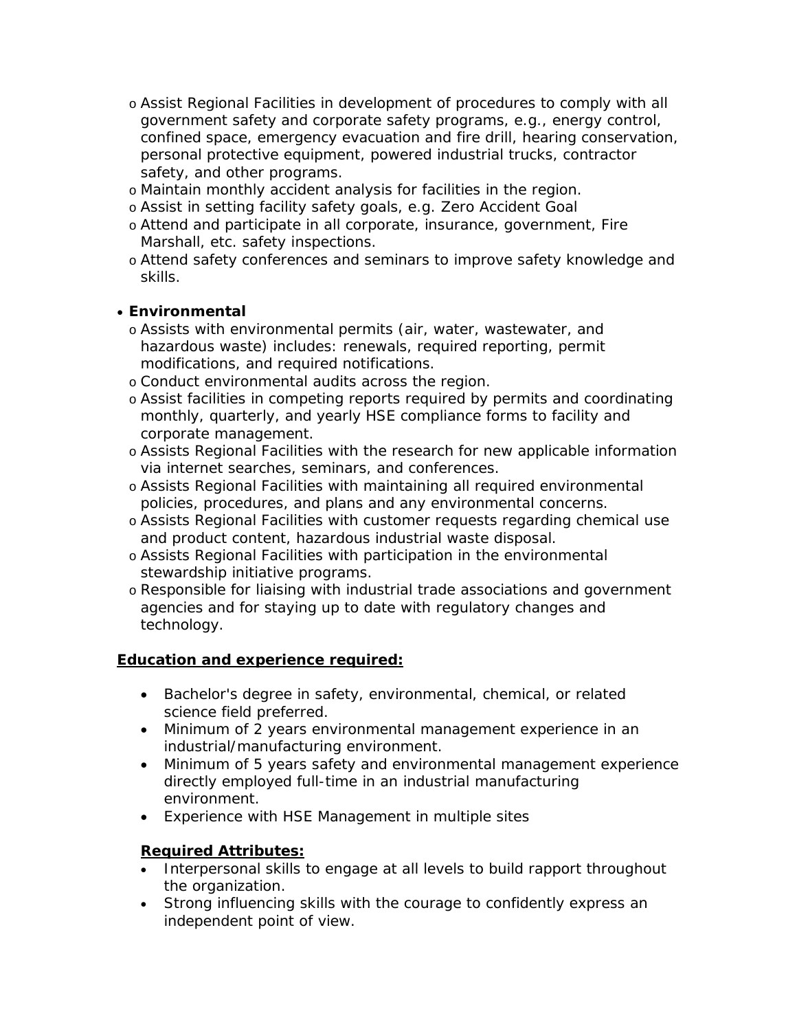- Assist Regional Facilities in development of procedures to comply with all government safety and corporate safety programs, e.g., energy control, confined space, emergency evacuation and fire drill, hearing conservation, personal protective equipment, powered industrial trucks, contractor safety, and other programs.
  - Maintain monthly accident analysis for facilities in the region.
  - Assist in setting facility safety goals, e.g. Zero Accident Goal
  - Attend and participate in all corporate, insurance, government, Fire Marshall, etc. safety inspections.
  - Attend safety conferences and seminars to improve safety knowledge and skills.

- **Environmental**
  - Assists with environmental permits (air, water, wastewater, and hazardous waste) includes: renewals, required reporting, permit modifications, and required notifications.
  - Conduct environmental audits across the region.
  - Assist facilities in competing reports required by permits and coordinating monthly, quarterly, and yearly HSE compliance forms to facility and corporate management.
  - Assists Regional Facilities with the research for new applicable information via internet searches, seminars, and conferences.
  - Assists Regional Facilities with maintaining all required environmental policies, procedures, and plans and any environmental concerns.
  - Assists Regional Facilities with customer requests regarding chemical use and product content, hazardous industrial waste disposal.
  - Assists Regional Facilities with participation in the environmental stewardship initiative programs.
  - Responsible for liaising with industrial trade associations and government agencies and for staying up to date with regulatory changes and technology.

**<u>Education and experience required:</u>**

- Bachelor's degree in safety, environmental, chemical, or related science field preferred.
- Minimum of 2 years environmental management experience in an industrial/manufacturing environment.
- Minimum of 5 years safety and environmental management experience directly employed full-time in an industrial manufacturing environment.
- Experience with HSE Management in multiple sites

**<u>Required Attributes:</u>**

- Interpersonal skills to engage at all levels to build rapport throughout the organization.
- Strong influencing skills with the courage to confidently express an independent point of view.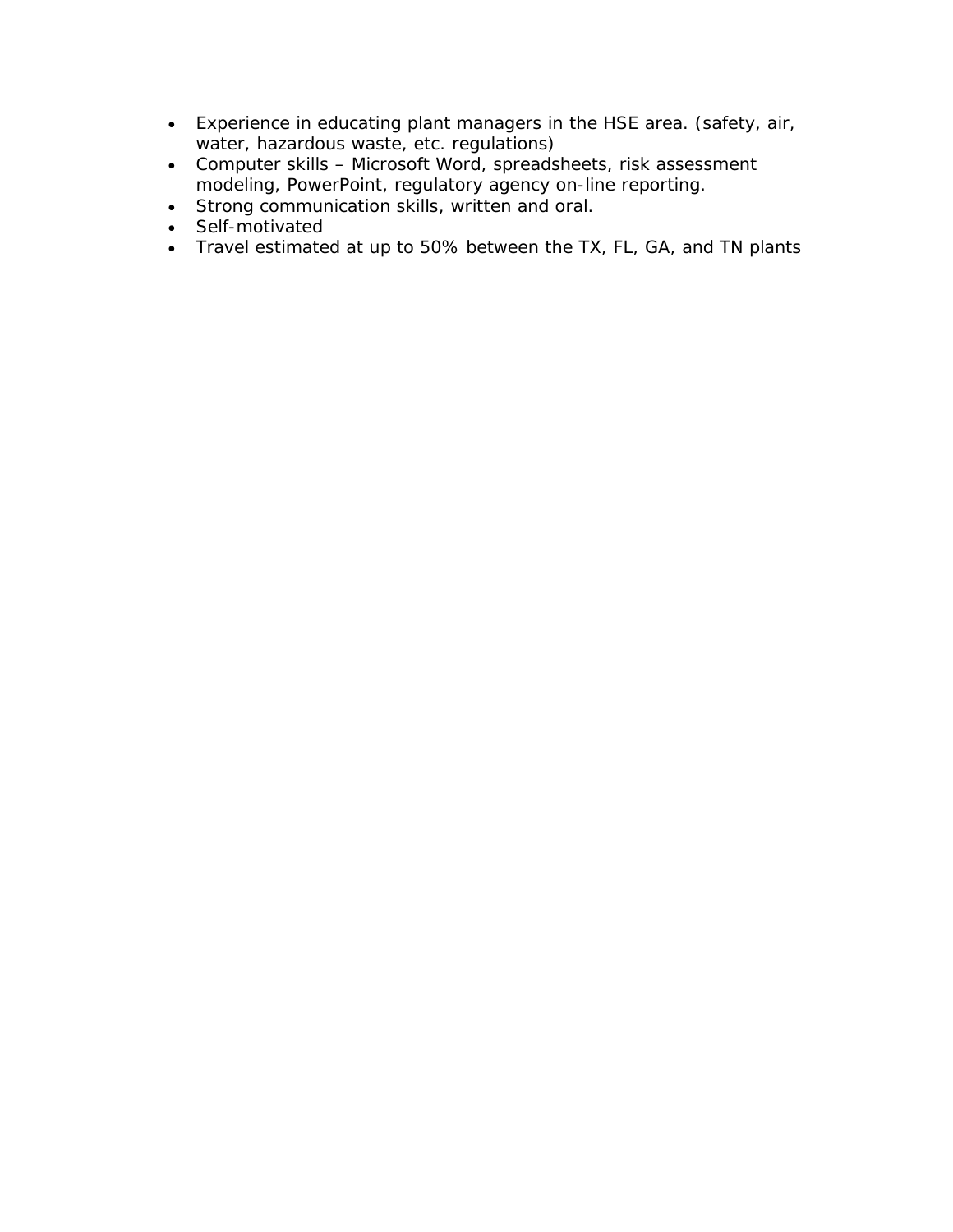- Experience in educating plant managers in the HSE area. (safety, air, water, hazardous waste, etc. regulations)
- Computer skills – Microsoft Word, spreadsheets, risk assessment modeling, PowerPoint, regulatory agency on-line reporting.
- Strong communication skills, written and oral.
- Self-motivated
- Travel estimated at up to 50% between the TX, FL, GA, and TN plants